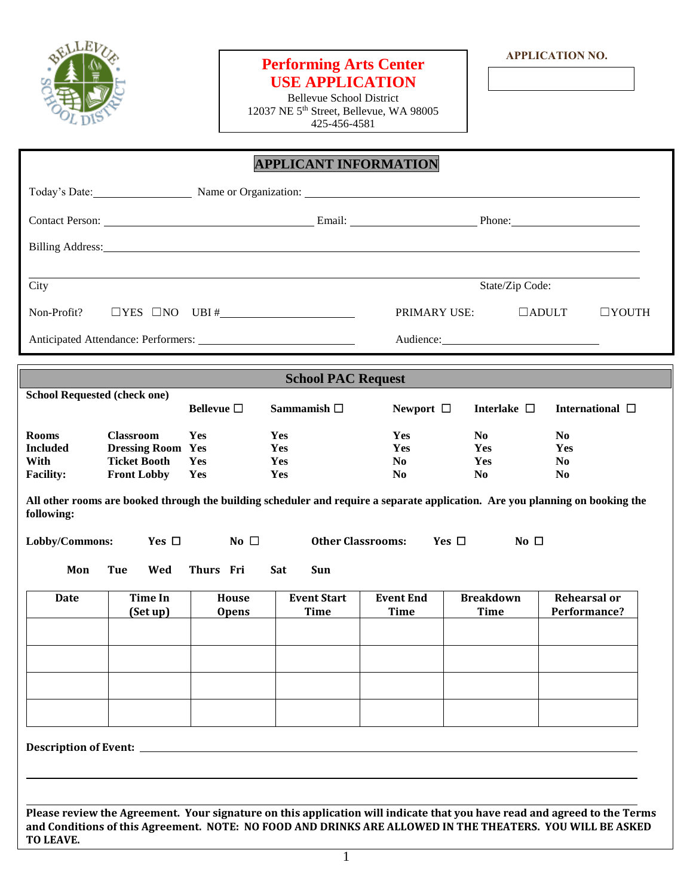# Performing Arts Center USE APPLICATION

Bellevue School District
12037 NE 5th Street, Bellevue, WA 98005
425-456-4581

**APPLICATION NO.** ____________

## APPLICANT INFORMATION

Today's Date: ________________ Name or Organization: ________________________________________

Contact Person: ______________________________ Email: ____________________ Phone: ____________________

Billing Address: ________________________________________________________________________

________________________________________________________________________

City State/Zip Code:

Non-Profit? ☐YES ☐NO UBI # ______________________ PRIMARY USE: ☐ADULT ☐YOUTH

Anticipated Attendance: Performers: ______________________ Audience: ______________________

## School PAC Request

**School Requested (check one)**

| | | Bellevue ☐ | Sammamish ☐ | Newport ☐ | Interlake ☐ | International ☐ |
|---|---|---|---|---|---|---|
| **Rooms Included With Facility:** | **Classroom** | **Yes** | **Yes** | **Yes** | **No** | **No** |
| | **Dressing Room** | **Yes** | **Yes** | **Yes** | **Yes** | **Yes** |
| | **Ticket Booth** | **Yes** | **Yes** | **No** | **Yes** | **No** |
| | **Front Lobby** | **Yes** | **Yes** | **No** | **No** | **No** |

**All other rooms are booked through the building scheduler and require a separate application. Are you planning on booking the following:**

**Lobby/Commons:** **Yes ☐** **No ☐** **Other Classrooms:** **Yes ☐** **No ☐**

**Mon Tue Wed Thurs Fri Sat Sun**

| Date | Time In (Set up) | House Opens | Event Start Time | Event End Time | Breakdown Time | Rehearsal or Performance? |
|---|---|---|---|---|---|---|
| | | | | | | |
| | | | | | | |
| | | | | | | |
| | | | | | | |

**Description of Event:** ________________________________________________________________________

________________________________________________________________________

________________________________________________________________________

**Please review the Agreement. Your signature on this application will indicate that you have read and agreed to the Terms and Conditions of this Agreement. NOTE: NO FOOD AND DRINKS ARE ALLOWED IN THE THEATERS. YOU WILL BE ASKED TO LEAVE.**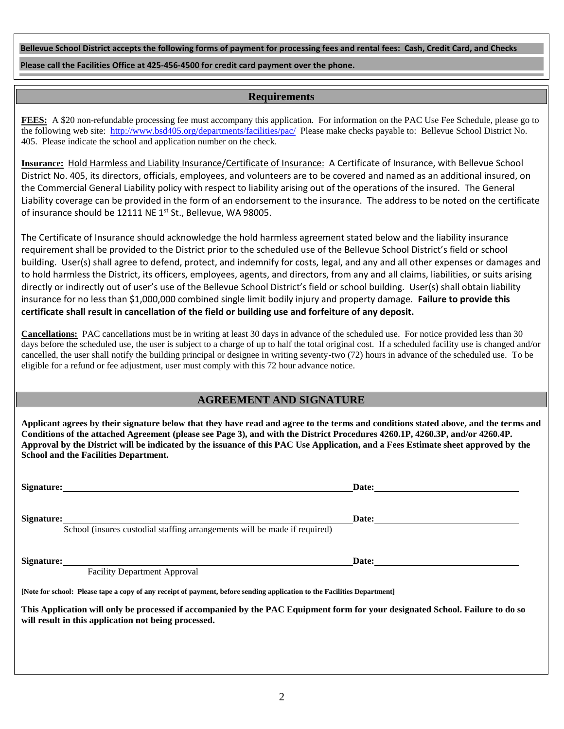**Bellevue School District accepts the following forms of payment for processing fees and rental fees: Cash, Credit Card, and Checks**

**Please call the Facilities Office at 425-456-4500 for credit card payment over the phone.**

## Requirements

**FEES:** A $20 non-refundable processing fee must accompany this application. For information on the PAC Use Fee Schedule, please go to the following web site: http://www.bsd405.org/departments/facilities/pac/ Please make checks payable to: Bellevue School District No. 405. Please indicate the school and application number on the check.

**Insurance:** Hold Harmless and Liability Insurance/Certificate of Insurance: A Certificate of Insurance, with Bellevue School District No. 405, its directors, officials, employees, and volunteers are to be covered and named as an additional insured, on the Commercial General Liability policy with respect to liability arising out of the operations of the insured. The General Liability coverage can be provided in the form of an endorsement to the insurance. The address to be noted on the certificate of insurance should be 12111 NE 1st St., Bellevue, WA 98005.

The Certificate of Insurance should acknowledge the hold harmless agreement stated below and the liability insurance requirement shall be provided to the District prior to the scheduled use of the Bellevue School District's field or school building. User(s) shall agree to defend, protect, and indemnify for costs, legal, and any and all other expenses or damages and to hold harmless the District, its officers, employees, agents, and directors, from any and all claims, liabilities, or suits arising directly or indirectly out of user's use of the Bellevue School District's field or school building. User(s) shall obtain liability insurance for no less than $1,000,000 combined single limit bodily injury and property damage. **Failure to provide this certificate shall result in cancellation of the field or building use and forfeiture of any deposit.**

**Cancellations:** PAC cancellations must be in writing at least 30 days in advance of the scheduled use. For notice provided less than 30 days before the scheduled use, the user is subject to a charge of up to half the total original cost. If a scheduled facility use is changed and/or cancelled, the user shall notify the building principal or designee in writing seventy-two (72) hours in advance of the scheduled use. To be eligible for a refund or fee adjustment, user must comply with this 72 hour advance notice.

## AGREEMENT AND SIGNATURE

**Applicant agrees by their signature below that they have read and agree to the terms and conditions stated above, and the terms and Conditions of the attached Agreement (please see Page 3), and with the District Procedures 4260.1P, 4260.3P, and/or 4260.4P. Approval by the District will be indicated by the issuance of this PAC Use Application, and a Fees Estimate sheet approved by the School and the Facilities Department.**

**Signature:** ______________________________ **Date:** ____________________

**Signature:** ______________________________ **Date:** ____________________
School (insures custodial staffing arrangements will be made if required)

**Signature:** ______________________________ **Date:** ____________________
Facility Department Approval

**[Note for school: Please tape a copy of any receipt of payment, before sending application to the Facilities Department]**

**This Application will only be processed if accompanied by the PAC Equipment form for your designated School. Failure to do so will result in this application not being processed.**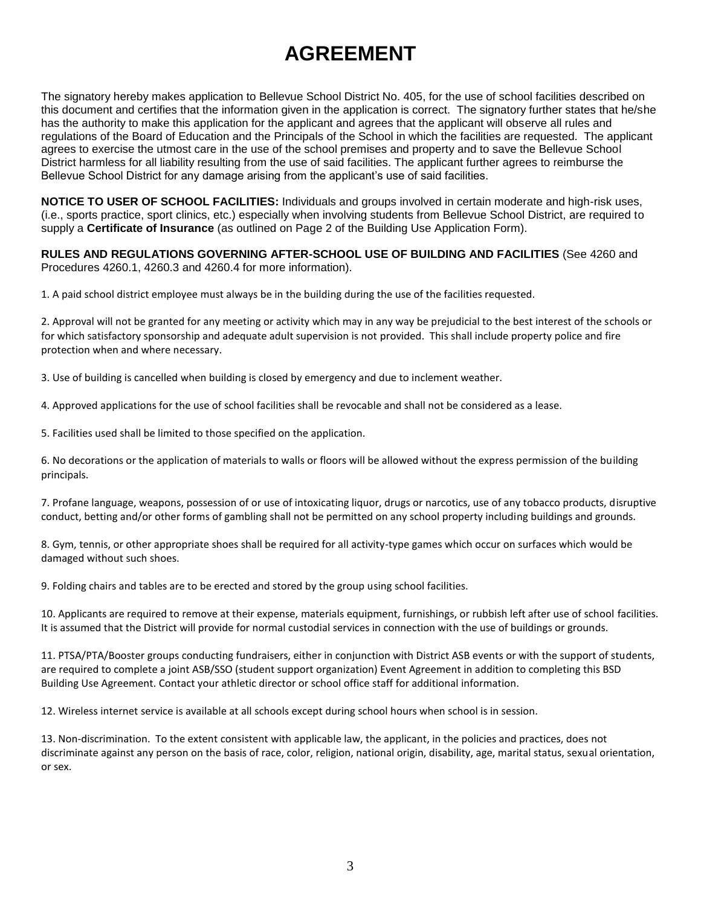# AGREEMENT

The signatory hereby makes application to Bellevue School District No. 405, for the use of school facilities described on this document and certifies that the information given in the application is correct. The signatory further states that he/she has the authority to make this application for the applicant and agrees that the applicant will observe all rules and regulations of the Board of Education and the Principals of the School in which the facilities are requested. The applicant agrees to exercise the utmost care in the use of the school premises and property and to save the Bellevue School District harmless for all liability resulting from the use of said facilities. The applicant further agrees to reimburse the Bellevue School District for any damage arising from the applicant's use of said facilities.

**NOTICE TO USER OF SCHOOL FACILITIES:** Individuals and groups involved in certain moderate and high-risk uses, (i.e., sports practice, sport clinics, etc.) especially when involving students from Bellevue School District, are required to supply a **Certificate of Insurance** (as outlined on Page 2 of the Building Use Application Form).

**RULES AND REGULATIONS GOVERNING AFTER-SCHOOL USE OF BUILDING AND FACILITIES** (See 4260 and Procedures 4260.1, 4260.3 and 4260.4 for more information).

1. A paid school district employee must always be in the building during the use of the facilities requested.

2. Approval will not be granted for any meeting or activity which may in any way be prejudicial to the best interest of the schools or for which satisfactory sponsorship and adequate adult supervision is not provided. This shall include property police and fire protection when and where necessary.

3. Use of building is cancelled when building is closed by emergency and due to inclement weather.

4. Approved applications for the use of school facilities shall be revocable and shall not be considered as a lease.

5. Facilities used shall be limited to those specified on the application.

6. No decorations or the application of materials to walls or floors will be allowed without the express permission of the building principals.

7. Profane language, weapons, possession of or use of intoxicating liquor, drugs or narcotics, use of any tobacco products, disruptive conduct, betting and/or other forms of gambling shall not be permitted on any school property including buildings and grounds.

8. Gym, tennis, or other appropriate shoes shall be required for all activity-type games which occur on surfaces which would be damaged without such shoes.

9. Folding chairs and tables are to be erected and stored by the group using school facilities.

10. Applicants are required to remove at their expense, materials equipment, furnishings, or rubbish left after use of school facilities. It is assumed that the District will provide for normal custodial services in connection with the use of buildings or grounds.

11. PTSA/PTA/Booster groups conducting fundraisers, either in conjunction with District ASB events or with the support of students, are required to complete a joint ASB/SSO (student support organization) Event Agreement in addition to completing this BSD Building Use Agreement. Contact your athletic director or school office staff for additional information.

12. Wireless internet service is available at all schools except during school hours when school is in session.

13. Non-discrimination. To the extent consistent with applicable law, the applicant, in the policies and practices, does not discriminate against any person on the basis of race, color, religion, national origin, disability, age, marital status, sexual orientation, or sex.